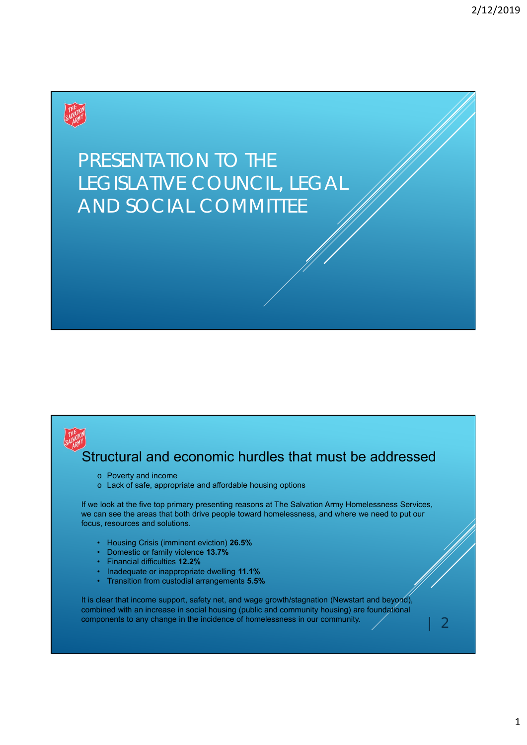# PRESENTATION TO THE LEGISLATIVE COUNCIL, LEGAL AND SOCIAL COMMITTEE

## Structural and economic hurdles that must be addressed

- Poverty and income
- Lack of safe, appropriate and affordable housing options

If we look at the five top primary presenting reasons at The Salvation Army Homelessness Services, we can see the areas that both drive people toward homelessness, and where we need to put our focus, resources and solutions.

- Housing Crisis (imminent eviction) **26.5%**
- Domestic or family violence **13.7%**
- Financial difficulties **12.2%**
- Inadequate or inappropriate dwelling **11.1%**
- Transition from custodial arrangements **5.5%**

It is clear that income support, safety net, and wage growth/stagnation (Newstart and beyond), combined with an increase in social housing (public and community housing) are foundational components to any change in the incidence of homelessness in our community.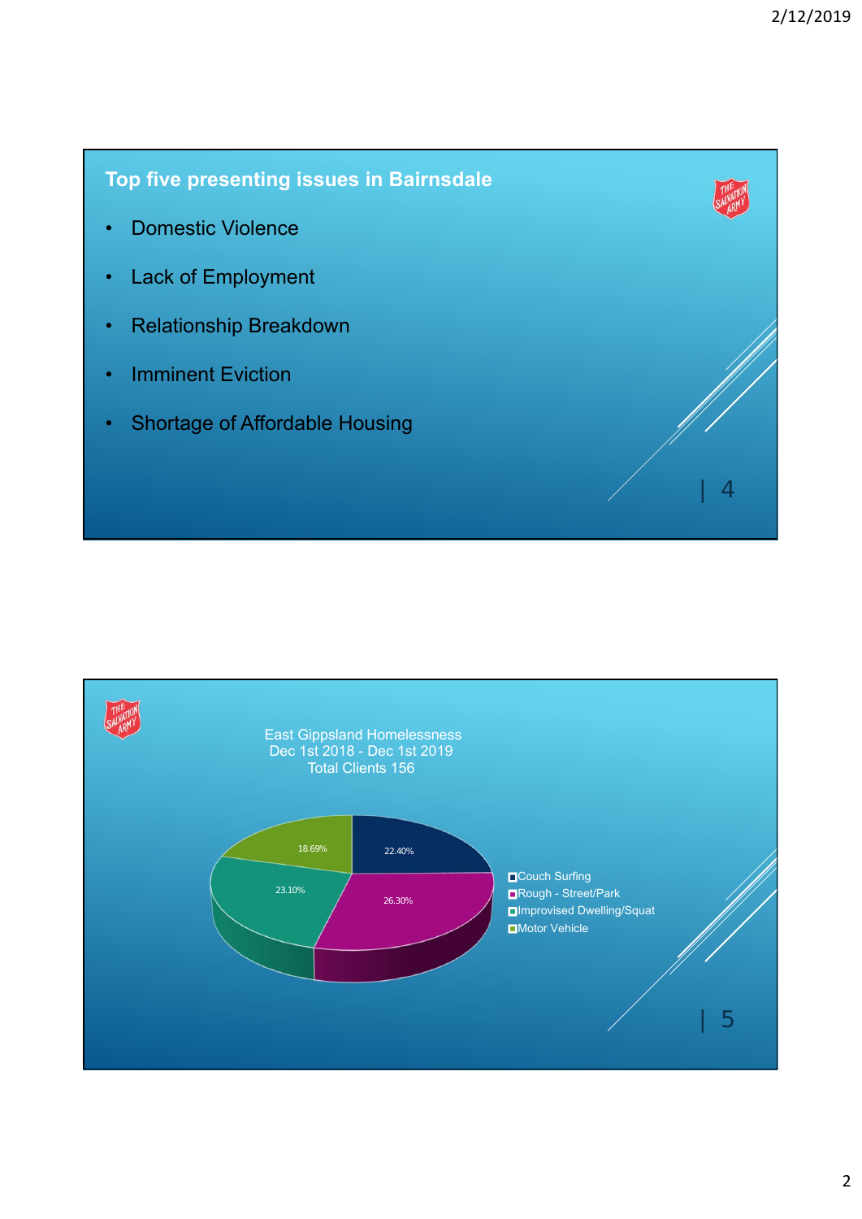## Top five presenting issues in Bairnsdale

- Domestic Violence
- Lack of Employment
- Relationship Breakdown
- Imminent Eviction
- Shortage of Affordable Housing

East Gippsland Homelessness
Dec 1st 2018 - Dec 1st 2019
Total Clients 156

| Category | Percentage |
|---|---|
| Couch Surfing | 22.40% |
| Rough - Street/Park | 26.30% |
| Improvised Dwelling/Squat | 23.10% |
| Motor Vehicle | 18.69% |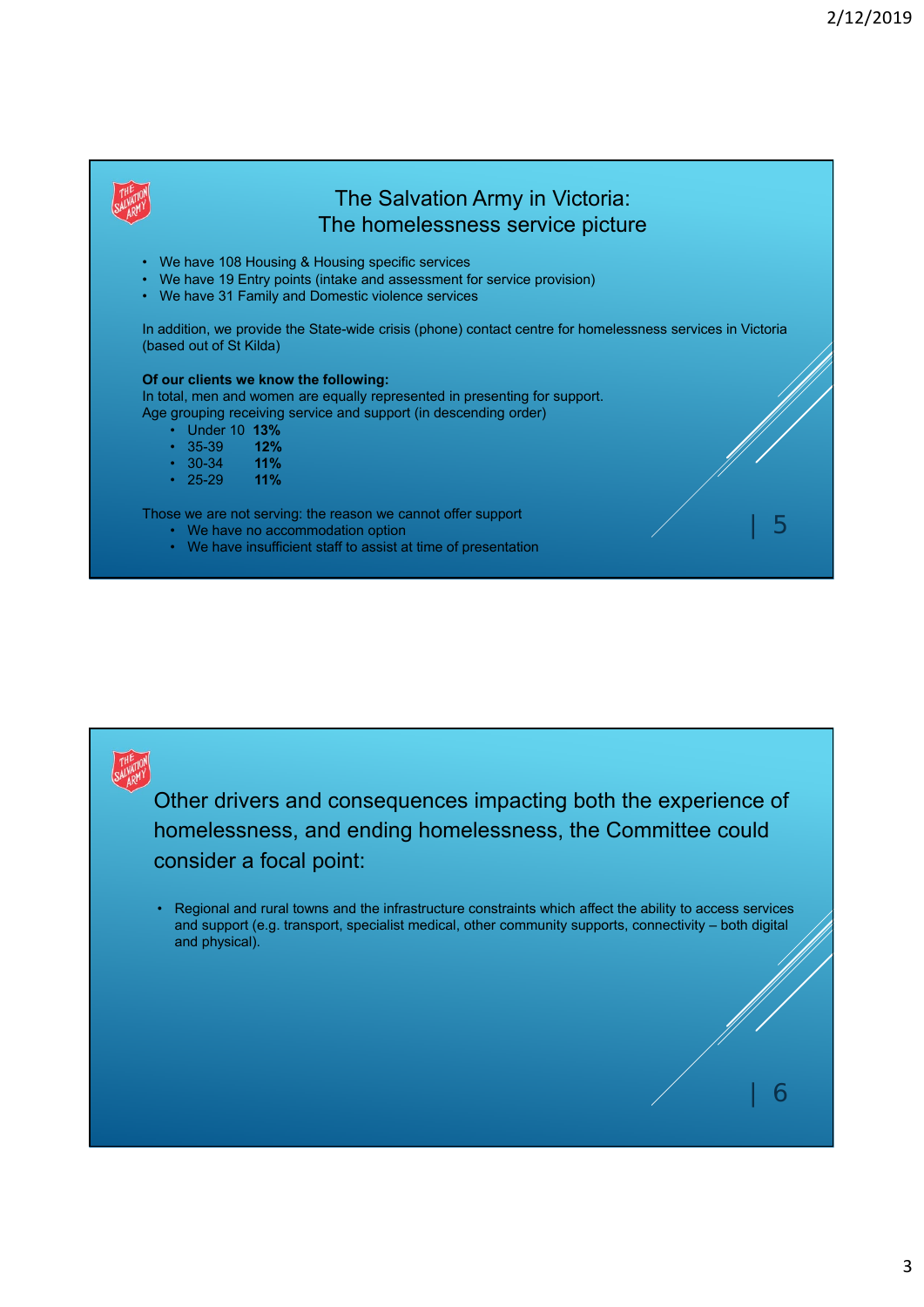## The Salvation Army in Victoria: The homelessness service picture

- We have 108 Housing & Housing specific services
- We have 19 Entry points (intake and assessment for service provision)
- We have 31 Family and Domestic violence services

In addition, we provide the State-wide crisis (phone) contact centre for homelessness services in Victoria (based out of St Kilda)

**Of our clients we know the following:**
In total, men and women are equally represented in presenting for support.
Age grouping receiving service and support (in descending order)

- Under 10 **13%**
- 35-39 **12%**
- 30-34 **11%**
- 25-29 **11%**

Those we are not serving: the reason we cannot offer support

- We have no accommodation option
- We have insufficient staff to assist at time of presentation

## Other drivers and consequences impacting both the experience of homelessness, and ending homelessness, the Committee could consider a focal point:

- Regional and rural towns and the infrastructure constraints which affect the ability to access services and support (e.g. transport, specialist medical, other community supports, connectivity – both digital and physical).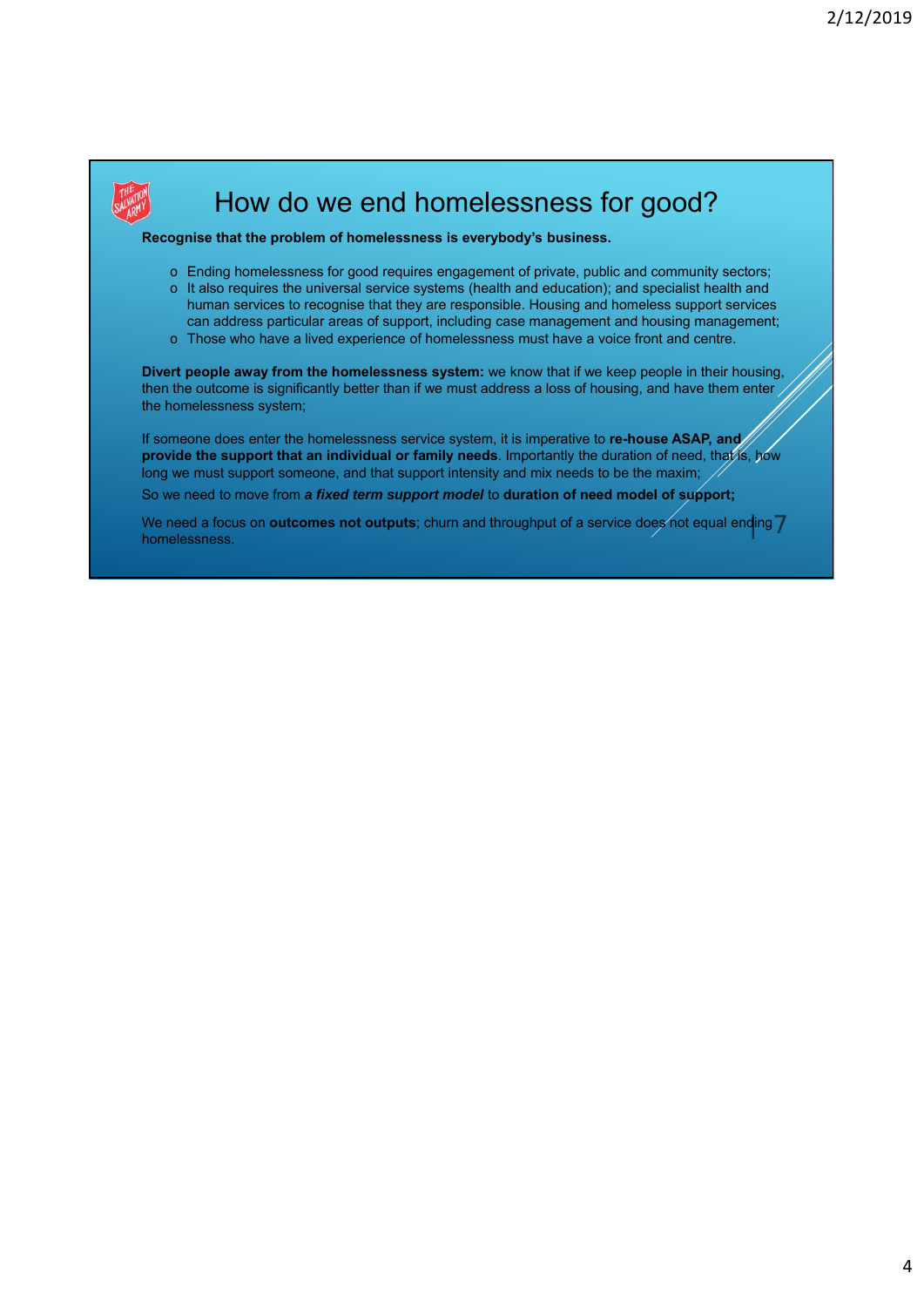# How do we end homelessness for good?

**Recognise that the problem of homelessness is everybody's business.**

- Ending homelessness for good requires engagement of private, public and community sectors;
- It also requires the universal service systems (health and education); and specialist health and human services to recognise that they are responsible. Housing and homeless support services can address particular areas of support, including case management and housing management;
- Those who have a lived experience of homelessness must have a voice front and centre.

**Divert people away from the homelessness system:** we know that if we keep people in their housing, then the outcome is significantly better than if we must address a loss of housing, and have them enter the homelessness system;

If someone does enter the homelessness service system, it is imperative to **re-house ASAP, and provide the support that an individual or family needs**. Importantly the duration of need, that is, how long we must support someone, and that support intensity and mix needs to be the maxim;

So we need to move from ***a fixed term support model*** to **duration of need model of support;**

We need a focus on **outcomes not outputs**; churn and throughput of a service does not equal ending homelessness.